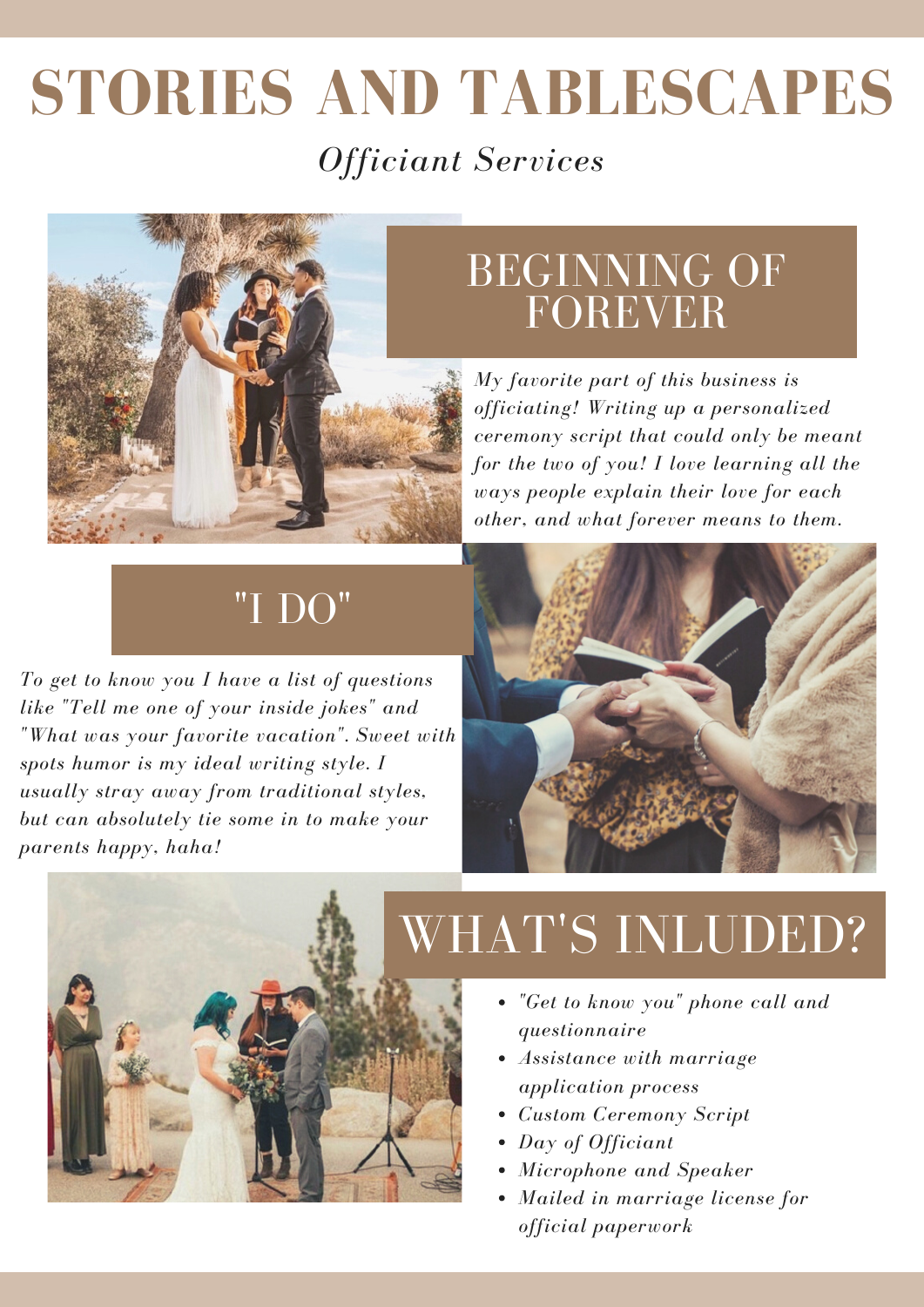# STORIES AND TABLESCAPES

*Officiant Services*

## BEGINNING OF FOREVER

*My favorite part of this business is officiating! Writing up a personalized ceremony script that could only be meant for the two of you! I love learning all the ways people explain their love for each other, and what forever means to them.*

## "I DO"

*To get to know you I have a list of questions like "Tell me one of your inside jokes" and "What was your favorite vacation". Sweet with spots humor is my ideal writing style. I usually stray away from traditional styles, but can absolutely tie some in to make your parents happy, haha!*

## WHAT'S INLUDED?

- *"Get to know you" phone call and questionnaire*
- *Assistance with marriage application process*
- *Custom Ceremony Script*
- *Day of Officiant*
- *Microphone and Speaker*
- *Mailed in marriage license for official paperwork*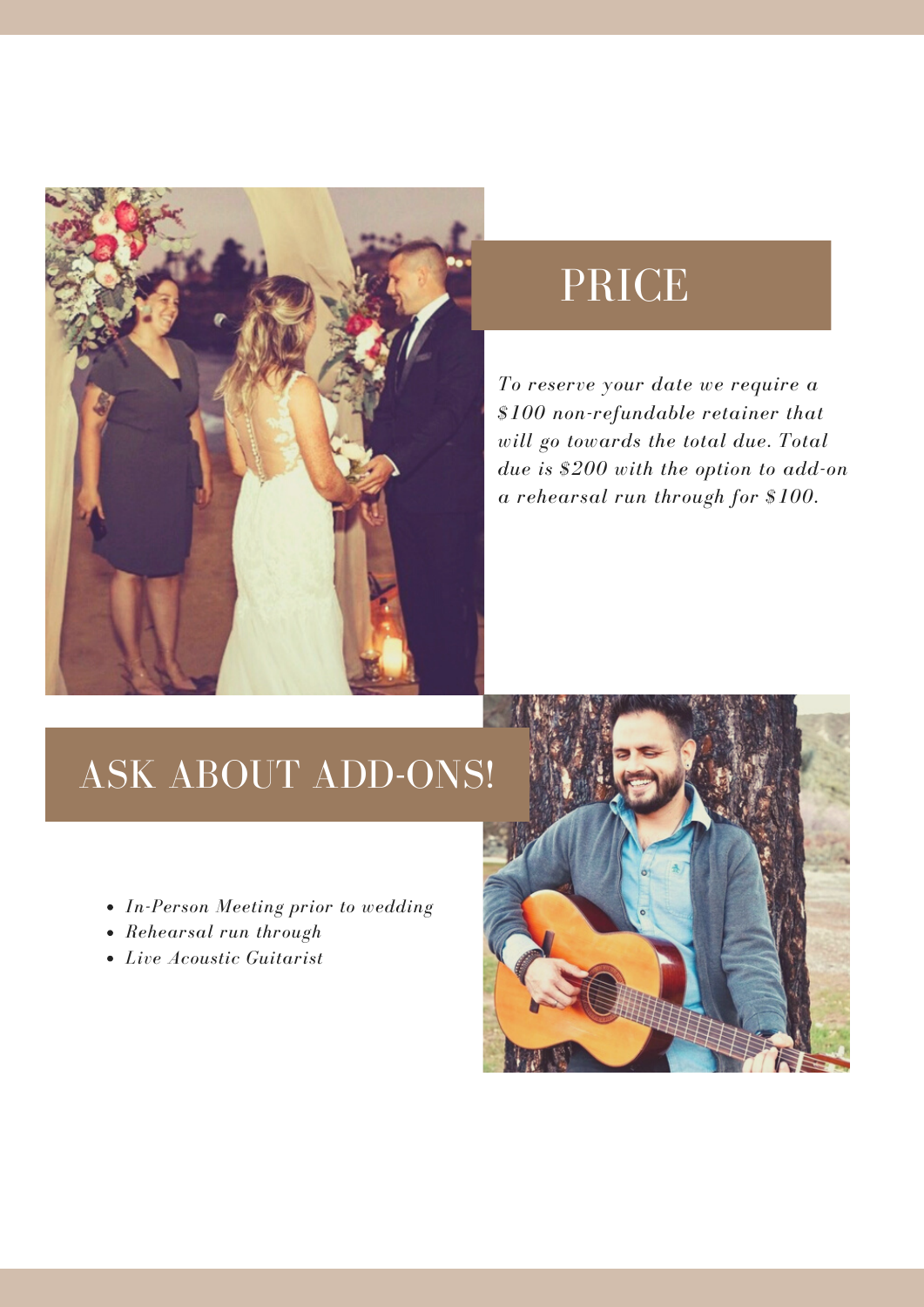## PRICE

*To reserve your date we require a $100 non-refundable retainer that will go towards the total due. Total due is $200 with the option to add-on a rehearsal run through for $100.*

## ASK ABOUT ADD-ONS!

- *In-Person Meeting prior to wedding*
- *Rehearsal run through*
- *Live Acoustic Guitarist*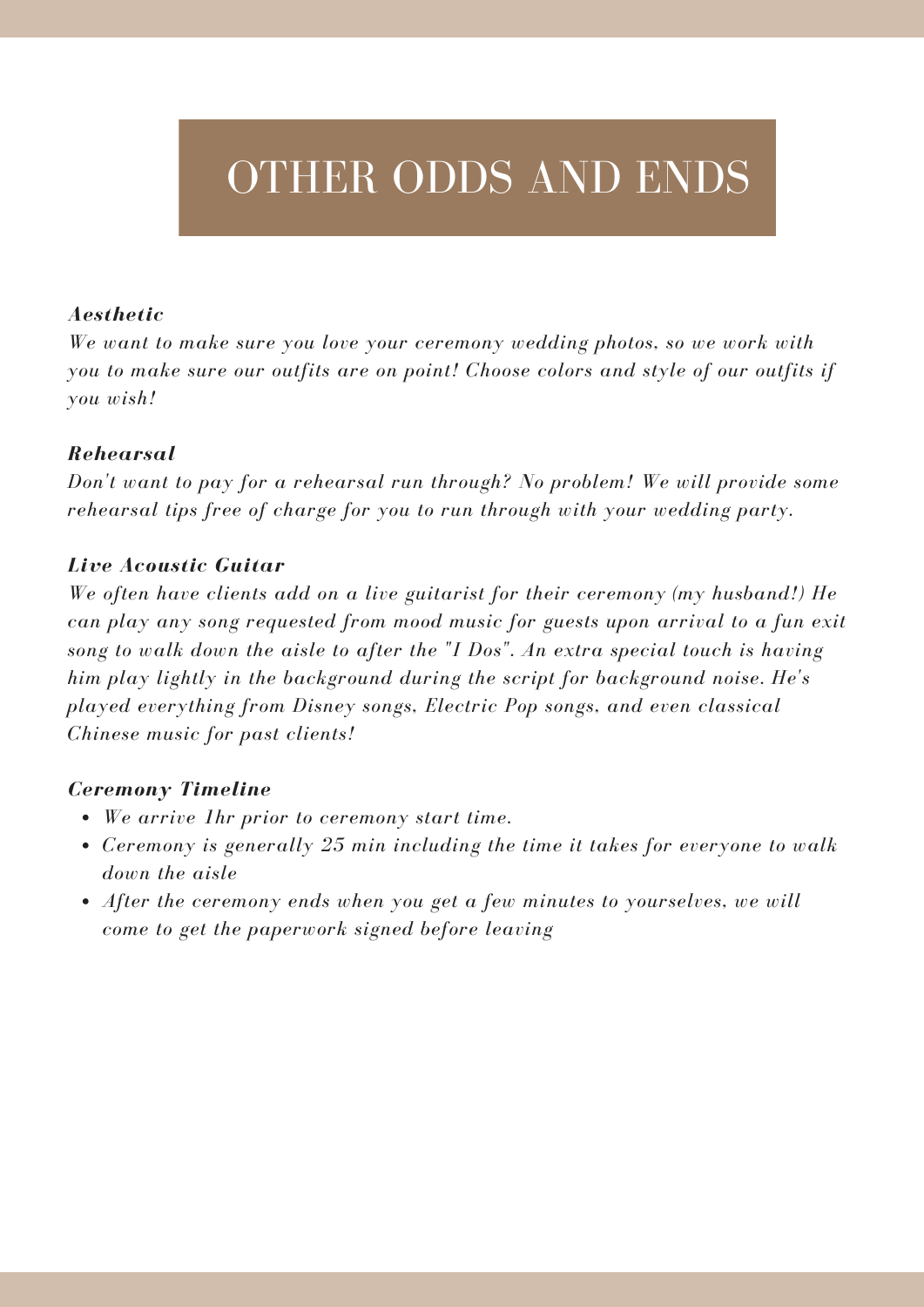# OTHER ODDS AND ENDS

***Aesthetic***

*We want to make sure you love your ceremony wedding photos, so we work with you to make sure our outfits are on point! Choose colors and style of our outfits if you wish!*

***Rehearsal***

*Don't want to pay for a rehearsal run through? No problem! We will provide some rehearsal tips free of charge for you to run through with your wedding party.*

***Live Acoustic Guitar***

*We often have clients add on a live guitarist for their ceremony (my husband!) He can play any song requested from mood music for guests upon arrival to a fun exit song to walk down the aisle to after the "I Dos". An extra special touch is having him play lightly in the background during the script for background noise. He's played everything from Disney songs, Electric Pop songs, and even classical Chinese music for past clients!*

***Ceremony Timeline***

- *We arrive 1hr prior to ceremony start time.*
- *Ceremony is generally 25 min including the time it takes for everyone to walk down the aisle*
- *After the ceremony ends when you get a few minutes to yourselves, we will come to get the paperwork signed before leaving*